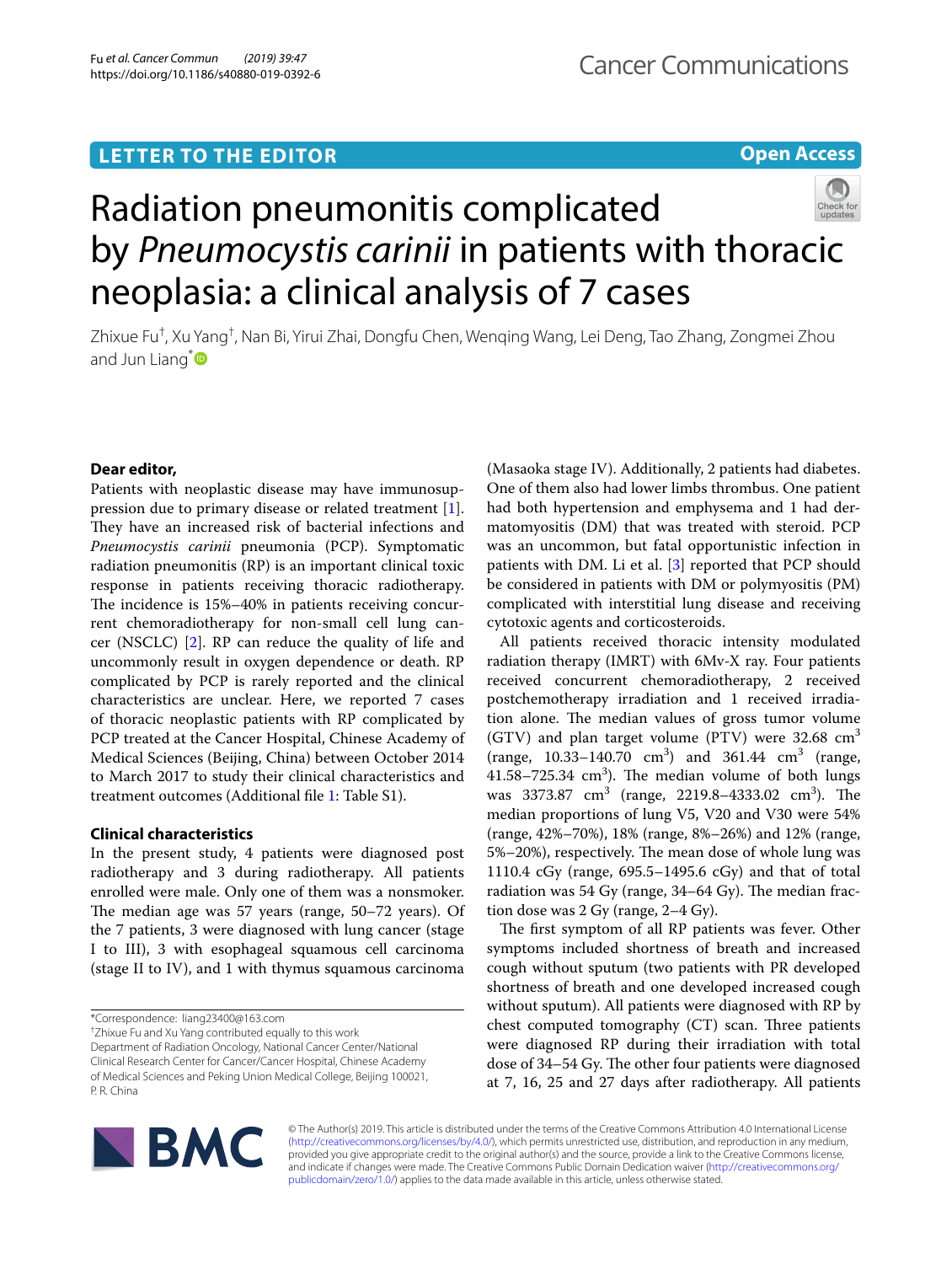LETTER TO THE EDITOR

Open Access

# Radiation pneumonitis complicated by *Pneumocystis carinii* in patients with thoracic neoplasia: a clinical analysis of 7 cases

Zhixue Fu†, Xu Yang†, Nan Bi, Yirui Zhai, Dongfu Chen, Wenqing Wang, Lei Deng, Tao Zhang, Zongmei Zhou and Jun Liang*

**Dear editor,**

Patients with neoplastic disease may have immunosuppression due to primary disease or related treatment [1]. They have an increased risk of bacterial infections and *Pneumocystis carinii* pneumonia (PCP). Symptomatic radiation pneumonitis (RP) is an important clinical toxic response in patients receiving thoracic radiotherapy. The incidence is 15%–40% in patients receiving concurrent chemoradiotherapy for non-small cell lung cancer (NSCLC) [2]. RP can reduce the quality of life and uncommonly result in oxygen dependence or death. RP complicated by PCP is rarely reported and the clinical characteristics are unclear. Here, we reported 7 cases of thoracic neoplastic patients with RP complicated by PCP treated at the Cancer Hospital, Chinese Academy of Medical Sciences (Beijing, China) between October 2014 to March 2017 to study their clinical characteristics and treatment outcomes (Additional file 1: Table S1).

## Clinical characteristics

In the present study, 4 patients were diagnosed post radiotherapy and 3 during radiotherapy. All patients enrolled were male. Only one of them was a nonsmoker. The median age was 57 years (range, 50–72 years). Of the 7 patients, 3 were diagnosed with lung cancer (stage I to III), 3 with esophageal squamous cell carcinoma (stage II to IV), and 1 with thymus squamous carcinoma (Masaoka stage IV). Additionally, 2 patients had diabetes. One of them also had lower limbs thrombus. One patient had both hypertension and emphysema and 1 had dermatomyositis (DM) that was treated with steroid. PCP was an uncommon, but fatal opportunistic infection in patients with DM. Li et al. [3] reported that PCP should be considered in patients with DM or polymyositis (PM) complicated with interstitial lung disease and receiving cytotoxic agents and corticosteroids.

All patients received thoracic intensity modulated radiation therapy (IMRT) with 6Mv-X ray. Four patients received concurrent chemoradiotherapy, 2 received postchemotherapy irradiation and 1 received irradiation alone. The median values of gross tumor volume (GTV) and plan target volume (PTV) were 32.68 $cm^3$ (range, 10.33–140.70 $cm^3$) and 361.44 $cm^3$ (range, 41.58–725.34 $cm^3$). The median volume of both lungs was 3373.87 $cm^3$ (range, 2219.8–4333.02 $cm^3$). The median proportions of lung V5, V20 and V30 were 54% (range, 42%–70%), 18% (range, 8%–26%) and 12% (range, 5%–20%), respectively. The mean dose of whole lung was 1110.4 cGy (range, 695.5–1495.6 cGy) and that of total radiation was 54 Gy (range, 34–64 Gy). The median fraction dose was 2 Gy (range, 2–4 Gy).

The first symptom of all RP patients was fever. Other symptoms included shortness of breath and increased cough without sputum (two patients with PR developed shortness of breath and one developed increased cough without sputum). All patients were diagnosed with RP by chest computed tomography (CT) scan. Three patients were diagnosed RP during their irradiation with total dose of 34–54 Gy. The other four patients were diagnosed at 7, 16, 25 and 27 days after radiotherapy. All patients

*Correspondence: liang23400@163.com
†Zhixue Fu and Xu Yang contributed equally to this work
Department of Radiation Oncology, National Cancer Center/National Clinical Research Center for Cancer/Cancer Hospital, Chinese Academy of Medical Sciences and Peking Union Medical College, Beijing 100021, P. R. China

© The Author(s) 2019. This article is distributed under the terms of the Creative Commons Attribution 4.0 International License (http://creativecommons.org/licenses/by/4.0/), which permits unrestricted use, distribution, and reproduction in any medium, provided you give appropriate credit to the original author(s) and the source, provide a link to the Creative Commons license, and indicate if changes were made. The Creative Commons Public Domain Dedication waiver (http://creativecommons.org/publicdomain/zero/1.0/) applies to the data made available in this article, unless otherwise stated.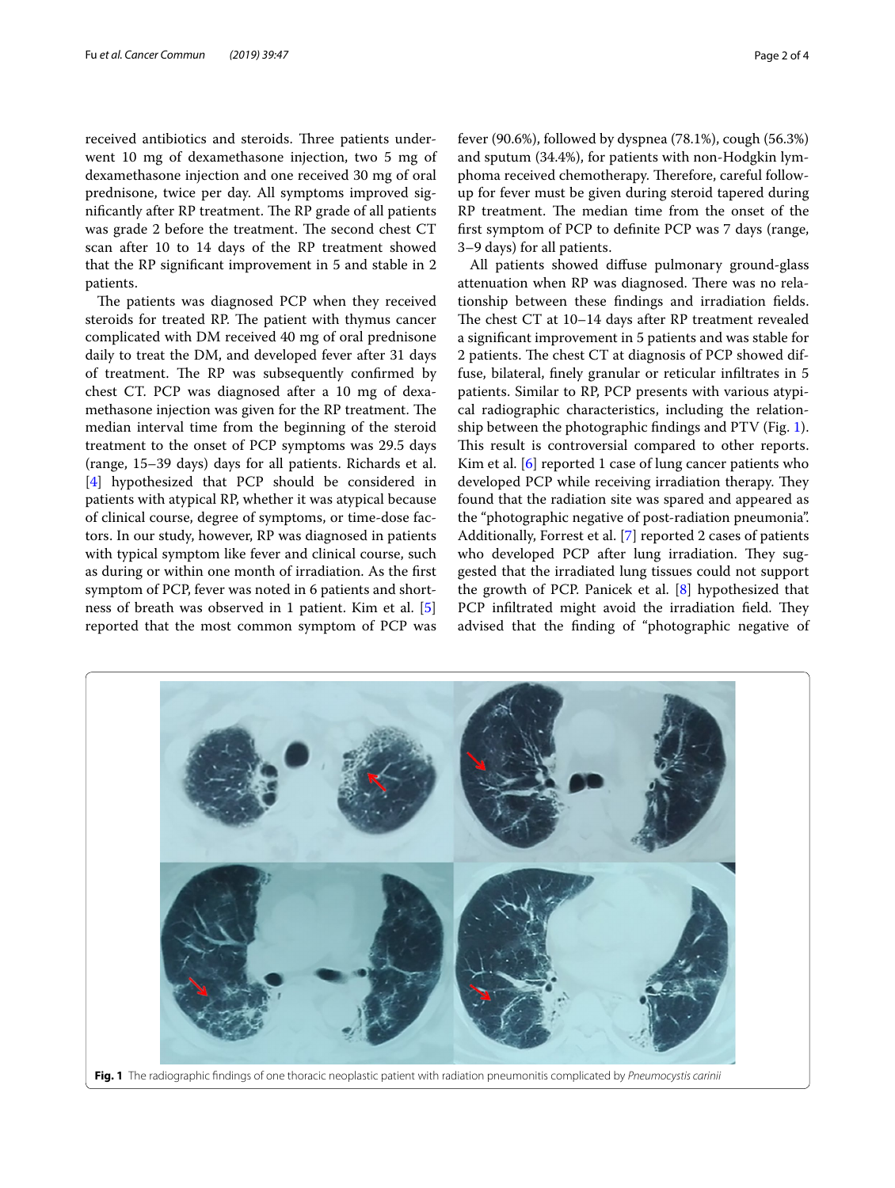received antibiotics and steroids. Three patients underwent 10 mg of dexamethasone injection, two 5 mg of dexamethasone injection and one received 30 mg of oral prednisone, twice per day. All symptoms improved significantly after RP treatment. The RP grade of all patients was grade 2 before the treatment. The second chest CT scan after 10 to 14 days of the RP treatment showed that the RP significant improvement in 5 and stable in 2 patients.

The patients was diagnosed PCP when they received steroids for treated RP. The patient with thymus cancer complicated with DM received 40 mg of oral prednisone daily to treat the DM, and developed fever after 31 days of treatment. The RP was subsequently confirmed by chest CT. PCP was diagnosed after a 10 mg of dexamethasone injection was given for the RP treatment. The median interval time from the beginning of the steroid treatment to the onset of PCP symptoms was 29.5 days (range, 15–39 days) days for all patients. Richards et al. [4] hypothesized that PCP should be considered in patients with atypical RP, whether it was atypical because of clinical course, degree of symptoms, or time-dose factors. In our study, however, RP was diagnosed in patients with typical symptom like fever and clinical course, such as during or within one month of irradiation. As the first symptom of PCP, fever was noted in 6 patients and shortness of breath was observed in 1 patient. Kim et al. [5] reported that the most common symptom of PCP was fever (90.6%), followed by dyspnea (78.1%), cough (56.3%) and sputum (34.4%), for patients with non-Hodgkin lymphoma received chemotherapy. Therefore, careful follow-up for fever must be given during steroid tapered during RP treatment. The median time from the onset of the first symptom of PCP to definite PCP was 7 days (range, 3–9 days) for all patients.

All patients showed diffuse pulmonary ground-glass attenuation when RP was diagnosed. There was no relationship between these findings and irradiation fields. The chest CT at 10–14 days after RP treatment revealed a significant improvement in 5 patients and was stable for 2 patients. The chest CT at diagnosis of PCP showed diffuse, bilateral, finely granular or reticular infiltrates in 5 patients. Similar to RP, PCP presents with various atypical radiographic characteristics, including the relationship between the photographic findings and PTV (Fig. 1). This result is controversial compared to other reports. Kim et al. [6] reported 1 case of lung cancer patients who developed PCP while receiving irradiation therapy. They found that the radiation site was spared and appeared as the "photographic negative of post-radiation pneumonia". Additionally, Forrest et al. [7] reported 2 cases of patients who developed PCP after lung irradiation. They suggested that the irradiated lung tissues could not support the growth of PCP. Panicek et al. [8] hypothesized that PCP infiltrated might avoid the irradiation field. They advised that the finding of "photographic negative of

**Fig. 1** The radiographic findings of one thoracic neoplastic patient with radiation pneumonitis complicated by *Pneumocystis carinii*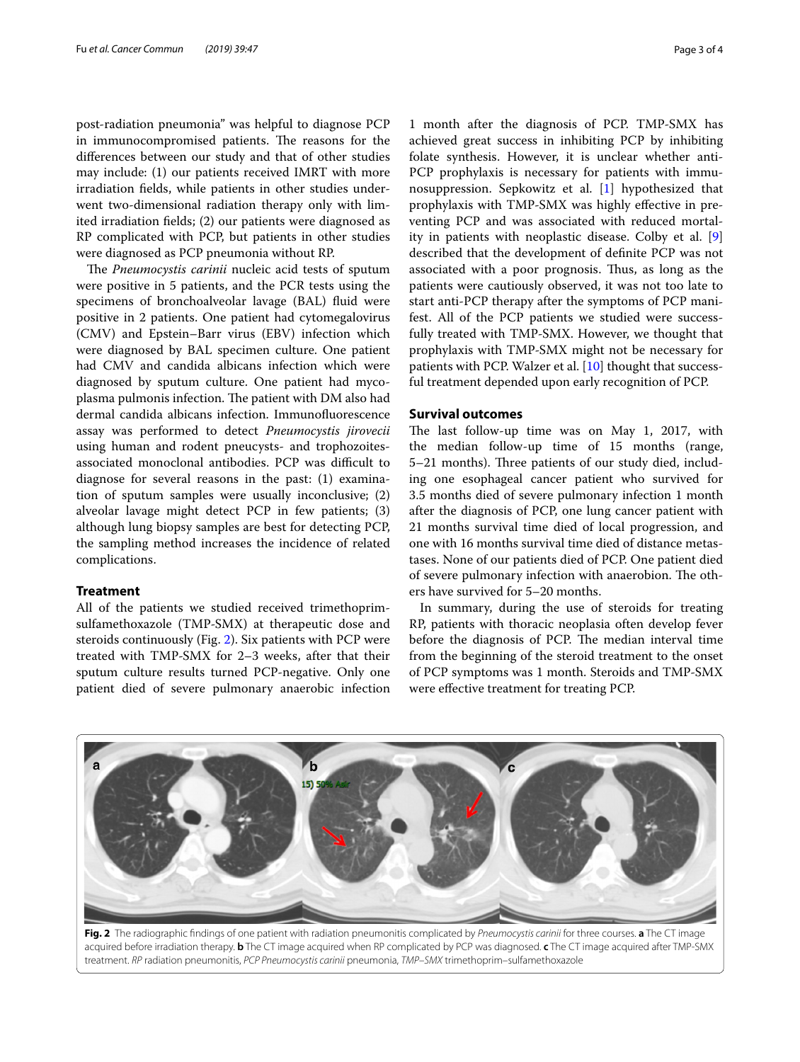post-radiation pneumonia" was helpful to diagnose PCP in immunocompromised patients. The reasons for the differences between our study and that of other studies may include: (1) our patients received IMRT with more irradiation fields, while patients in other studies underwent two-dimensional radiation therapy only with limited irradiation fields; (2) our patients were diagnosed as RP complicated with PCP, but patients in other studies were diagnosed as PCP pneumonia without RP.

The *Pneumocystis carinii* nucleic acid tests of sputum were positive in 5 patients, and the PCR tests using the specimens of bronchoalveolar lavage (BAL) fluid were positive in 2 patients. One patient had cytomegalovirus (CMV) and Epstein–Barr virus (EBV) infection which were diagnosed by BAL specimen culture. One patient had CMV and candida albicans infection which were diagnosed by sputum culture. One patient had mycoplasma pulmonis infection. The patient with DM also had dermal candida albicans infection. Immunofluorescence assay was performed to detect *Pneumocystis jirovecii* using human and rodent pneucysts- and trophozoites-associated monoclonal antibodies. PCP was difficult to diagnose for several reasons in the past: (1) examination of sputum samples were usually inconclusive; (2) alveolar lavage might detect PCP in few patients; (3) although lung biopsy samples are best for detecting PCP, the sampling method increases the incidence of related complications.

## Treatment

All of the patients we studied received trimethoprim-sulfamethoxazole (TMP-SMX) at therapeutic dose and steroids continuously (Fig. 2). Six patients with PCP were treated with TMP-SMX for 2–3 weeks, after that their sputum culture results turned PCP-negative. Only one patient died of severe pulmonary anaerobic infection 1 month after the diagnosis of PCP. TMP-SMX has achieved great success in inhibiting PCP by inhibiting folate synthesis. However, it is unclear whether anti-PCP prophylaxis is necessary for patients with immunosuppression. Sepkowitz et al. [1] hypothesized that prophylaxis with TMP-SMX was highly effective in preventing PCP and was associated with reduced mortality in patients with neoplastic disease. Colby et al. [9] described that the development of definite PCP was not associated with a poor prognosis. Thus, as long as the patients were cautiously observed, it was not too late to start anti-PCP therapy after the symptoms of PCP manifest. All of the PCP patients we studied were successfully treated with TMP-SMX. However, we thought that prophylaxis with TMP-SMX might not be necessary for patients with PCP. Walzer et al. [10] thought that successful treatment depended upon early recognition of PCP.

## Survival outcomes

The last follow-up time was on May 1, 2017, with the median follow-up time of 15 months (range, 5–21 months). Three patients of our study died, including one esophageal cancer patient who survived for 3.5 months died of severe pulmonary infection 1 month after the diagnosis of PCP, one lung cancer patient with 21 months survival time died of local progression, and one with 16 months survival time died of distance metastases. None of our patients died of PCP. One patient died of severe pulmonary infection with anaerobion. The others have survived for 5–20 months.

In summary, during the use of steroids for treating RP, patients with thoracic neoplasia often develop fever before the diagnosis of PCP. The median interval time from the beginning of the steroid treatment to the onset of PCP symptoms was 1 month. Steroids and TMP-SMX were effective treatment for treating PCP.

**Fig. 2** The radiographic findings of one patient with radiation pneumonitis complicated by *Pneumocystis carinii* for three courses. **a** The CT image acquired before irradiation therapy. **b** The CT image acquired when RP complicated by PCP was diagnosed. **c** The CT image acquired after TMP-SMX treatment. *RP* radiation pneumonitis, *PCP Pneumocystis carinii* pneumonia, *TMP–SMX* trimethoprim–sulfamethoxazole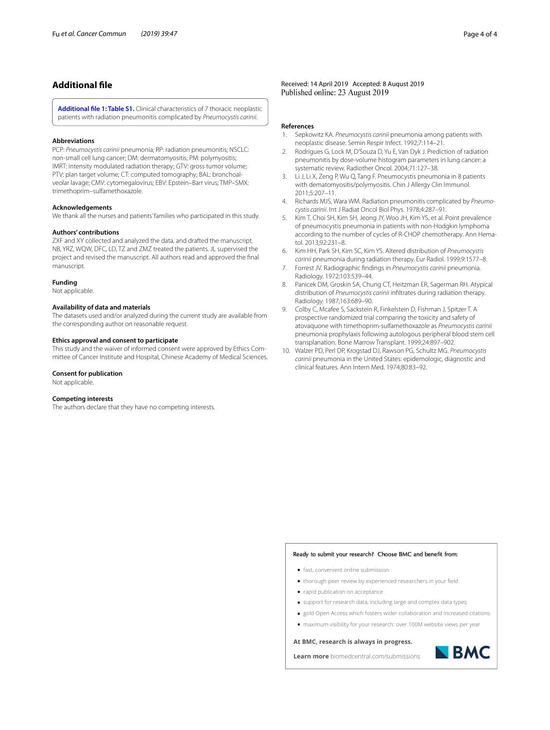## Additional file

**Additional file 1: Table S1.** Clinical characteristics of 7 thoracic neoplastic patients with radiation pneumonitis complicated by *Pneumocystis carinii*.

### Abbreviations
PCP: *Pneumocystis carinii* pneumonia; RP: radiation pneumonitis; NSCLC: non-small cell lung cancer; DM: dermatomyositis; PM: polymyositis; IMRT: intensity modulated radiation therapy; GTV: gross tumor volume; PTV: plan target volume; CT: computed tomography; BAL: bronchoalveolar lavage; CMV: cytomegalovirus; EBV: Epstein–Barr virus; TMP–SMX: trimethoprim–sulfamethoxazole.

### Acknowledgements
We thank all the nurses and patients' families who participated in this study.

### Authors' contributions
ZXF and XY collected and analyzed the data, and drafted the manuscript. NB, YRZ, WQW, DFC, LD, TZ and ZMZ treated the patients. JL supervised the project and revised the manuscript. All authors read and approved the final manuscript.

### Funding
Not applicable.

### Availability of data and materials
The datasets used and/or analyzed during the current study are available from the corresponding author on reasonable request.

### Ethics approval and consent to participate
This study and the waiver of informed consent were approved by Ethics Committee of Cancer Institute and Hospital, Chinese Academy of Medical Sciences.

### Consent for publication
Not applicable.

### Competing interests
The authors declare that they have no competing interests.

Received: 14 April 2019 Accepted: 8 August 2019
Published online: 23 August 2019

### References
1. Sepkowitz KA. *Pneumocystis carinii* pneumonia among patients with neoplastic disease. Semin Respir Infect. 1992;7:114–21.
2. Rodrigues G, Lock M, D'Souza D, Yu E, Van Dyk J. Prediction of radiation pneumonitis by dose-volume histogram parameters in lung cancer: a systematic review. Radiother Oncol. 2004;71:127–38.
3. Li J, Li X, Zeng P, Wu Q, Tang F. Pneumocystis pneumonia in 8 patients with dematomyositis/polymyositis. Chin J Allergy Clin Immunol. 2011;5:207–11.
4. Richards MJS, Wara WM. Radiation pneumonitis complicated by *Pneumocystis carinii*. Int J Radiat Oncol Biol Phys. 1978;4:287–91.
5. Kim T, Choi SH, Kim SH, Jeong JY, Woo JH, Kim YS, et al. Point prevalence of pneumocystis pneumonia in patients with non-Hodgkin lymphoma according to the number of cycles of R-CHOP chemotherapy. Ann Hematol. 2013;92:231–8.
6. Kim HH, Park SH, Kim SC, Kim YS. Altered distribution of *Pneumocystis carinii* pneumonia during radiation therapy. Eur Radiol. 1999;9:1577–8.
7. Forrest JV. Radiographic findings in *Pneumocystis carinii* pneumonia. Radiology. 1972;103:539–44.
8. Panicek DM, Groskin SA, Chung CT, Heitzman ER, Sagerman RH. Atypical distribution of *Pneumocystis carinii* infiltrates during radiation therapy. Radiology. 1987;163:689–90.
9. Colby C, Mcafee S, Sackstein R, Finkelstein D, Fishman J, Spitzer T. A prospective randomized trial comparing the toxicity and safety of atovaquone with timethoprim-sulfamethoxazole as *Pneumocystis carinii* pneumonia prophylaxis following autologous peripheral blood stem cell transplanation. Bone Marrow Transplant. 1999;24:897–902.
10. Walzer PD, Perl DP, Krogstad DJ, Rawson PG, Schultz MG. *Pneumocystis carinii* pneumonia in the United States: epidemologic, diagnostic and clinical features. Ann Intern Med. 1974;80:83–92.

Ready to submit your research? Choose BMC and benefit from:

- fast, convenient online submission
- thorough peer review by experienced researchers in your field
- rapid publication on acceptance
- support for research data, including large and complex data types
- gold Open Access which fosters wider collaboration and increased citations
- maximum visibility for your research: over 100M website views per year

**At BMC, research is always in progress.**

**Learn more** biomedcentral.com/submissions

BMC